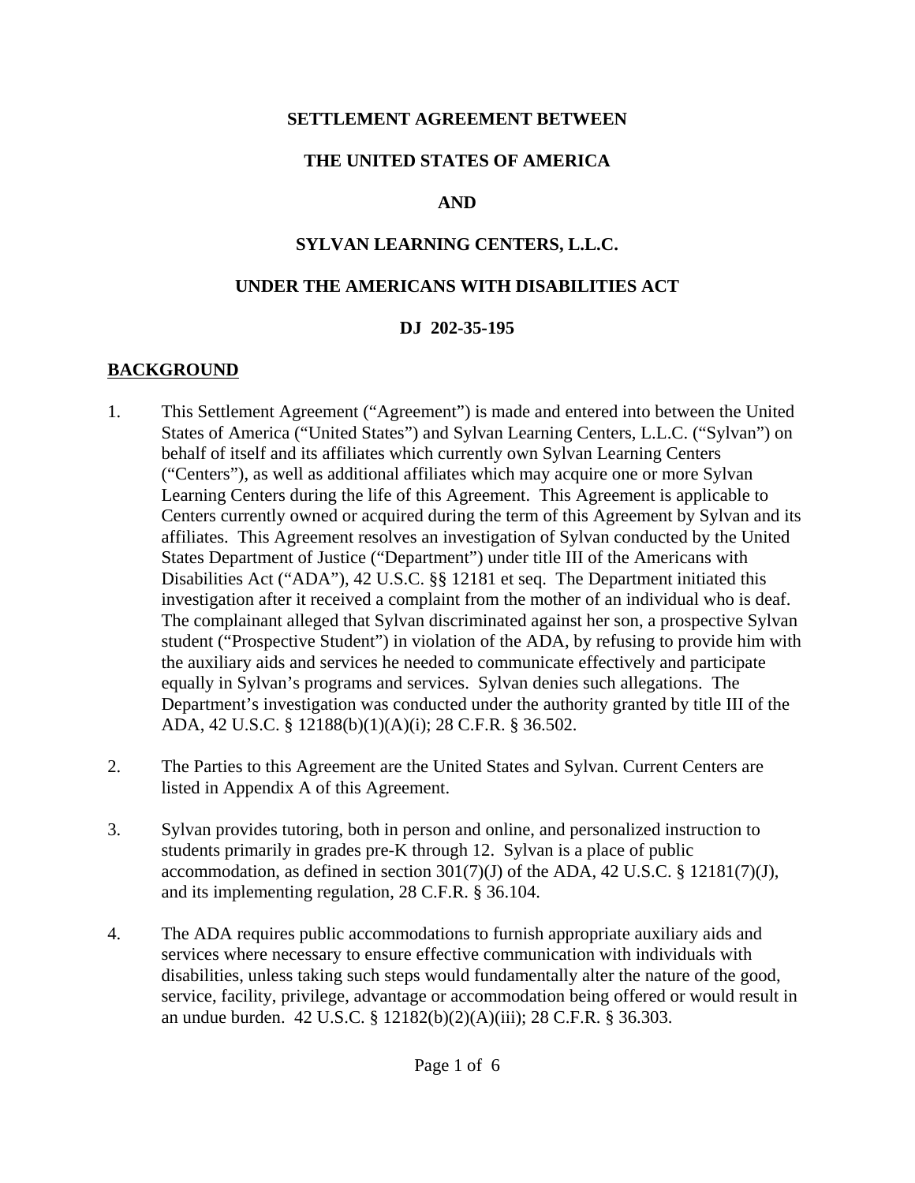**SETTLEMENT AGREEMENT BETWEEN**

**THE UNITED STATES OF AMERICA**

**AND**

**SYLVAN LEARNING CENTERS, L.L.C.**

**UNDER THE AMERICANS WITH DISABILITIES ACT**

**DJ 202-35-195**

## BACKGROUND

1. This Settlement Agreement ("Agreement") is made and entered into between the United States of America ("United States") and Sylvan Learning Centers, L.L.C. ("Sylvan") on behalf of itself and its affiliates which currently own Sylvan Learning Centers ("Centers"), as well as additional affiliates which may acquire one or more Sylvan Learning Centers during the life of this Agreement. This Agreement is applicable to Centers currently owned or acquired during the term of this Agreement by Sylvan and its affiliates. This Agreement resolves an investigation of Sylvan conducted by the United States Department of Justice ("Department") under title III of the Americans with Disabilities Act ("ADA"), 42 U.S.C. §§ 12181 et seq. The Department initiated this investigation after it received a complaint from the mother of an individual who is deaf. The complainant alleged that Sylvan discriminated against her son, a prospective Sylvan student ("Prospective Student") in violation of the ADA, by refusing to provide him with the auxiliary aids and services he needed to communicate effectively and participate equally in Sylvan's programs and services. Sylvan denies such allegations. The Department's investigation was conducted under the authority granted by title III of the ADA, 42 U.S.C. § 12188(b)(1)(A)(i); 28 C.F.R. § 36.502.

2. The Parties to this Agreement are the United States and Sylvan. Current Centers are listed in Appendix A of this Agreement.

3. Sylvan provides tutoring, both in person and online, and personalized instruction to students primarily in grades pre-K through 12. Sylvan is a place of public accommodation, as defined in section 301(7)(J) of the ADA, 42 U.S.C. § 12181(7)(J), and its implementing regulation, 28 C.F.R. § 36.104.

4. The ADA requires public accommodations to furnish appropriate auxiliary aids and services where necessary to ensure effective communication with individuals with disabilities, unless taking such steps would fundamentally alter the nature of the good, service, facility, privilege, advantage or accommodation being offered or would result in an undue burden. 42 U.S.C. § 12182(b)(2)(A)(iii); 28 C.F.R. § 36.303.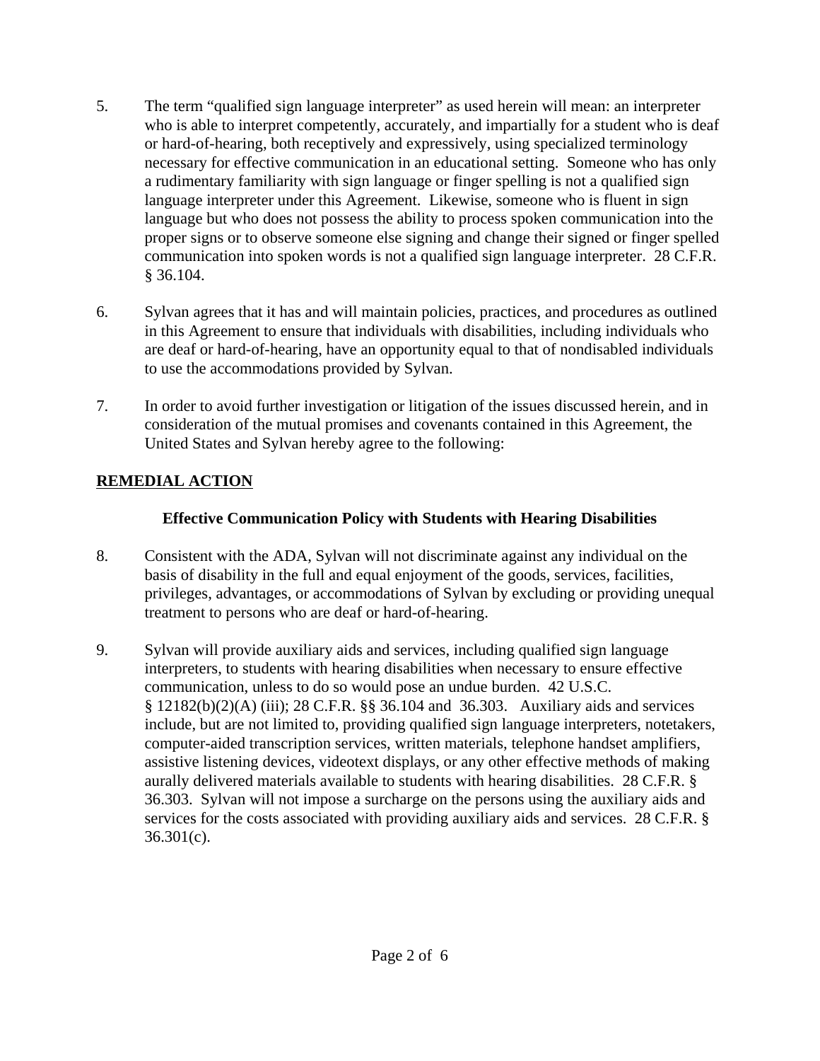5. The term "qualified sign language interpreter" as used herein will mean: an interpreter who is able to interpret competently, accurately, and impartially for a student who is deaf or hard-of-hearing, both receptively and expressively, using specialized terminology necessary for effective communication in an educational setting. Someone who has only a rudimentary familiarity with sign language or finger spelling is not a qualified sign language interpreter under this Agreement. Likewise, someone who is fluent in sign language but who does not possess the ability to process spoken communication into the proper signs or to observe someone else signing and change their signed or finger spelled communication into spoken words is not a qualified sign language interpreter. 28 C.F.R. § 36.104.

6. Sylvan agrees that it has and will maintain policies, practices, and procedures as outlined in this Agreement to ensure that individuals with disabilities, including individuals who are deaf or hard-of-hearing, have an opportunity equal to that of nondisabled individuals to use the accommodations provided by Sylvan.

7. In order to avoid further investigation or litigation of the issues discussed herein, and in consideration of the mutual promises and covenants contained in this Agreement, the United States and Sylvan hereby agree to the following:

## REMEDIAL ACTION

### Effective Communication Policy with Students with Hearing Disabilities

8. Consistent with the ADA, Sylvan will not discriminate against any individual on the basis of disability in the full and equal enjoyment of the goods, services, facilities, privileges, advantages, or accommodations of Sylvan by excluding or providing unequal treatment to persons who are deaf or hard-of-hearing.

9. Sylvan will provide auxiliary aids and services, including qualified sign language interpreters, to students with hearing disabilities when necessary to ensure effective communication, unless to do so would pose an undue burden. 42 U.S.C. § 12182(b)(2)(A) (iii); 28 C.F.R. §§ 36.104 and 36.303. Auxiliary aids and services include, but are not limited to, providing qualified sign language interpreters, notetakers, computer-aided transcription services, written materials, telephone handset amplifiers, assistive listening devices, videotext displays, or any other effective methods of making aurally delivered materials available to students with hearing disabilities. 28 C.F.R. § 36.303. Sylvan will not impose a surcharge on the persons using the auxiliary aids and services for the costs associated with providing auxiliary aids and services. 28 C.F.R. § 36.301(c).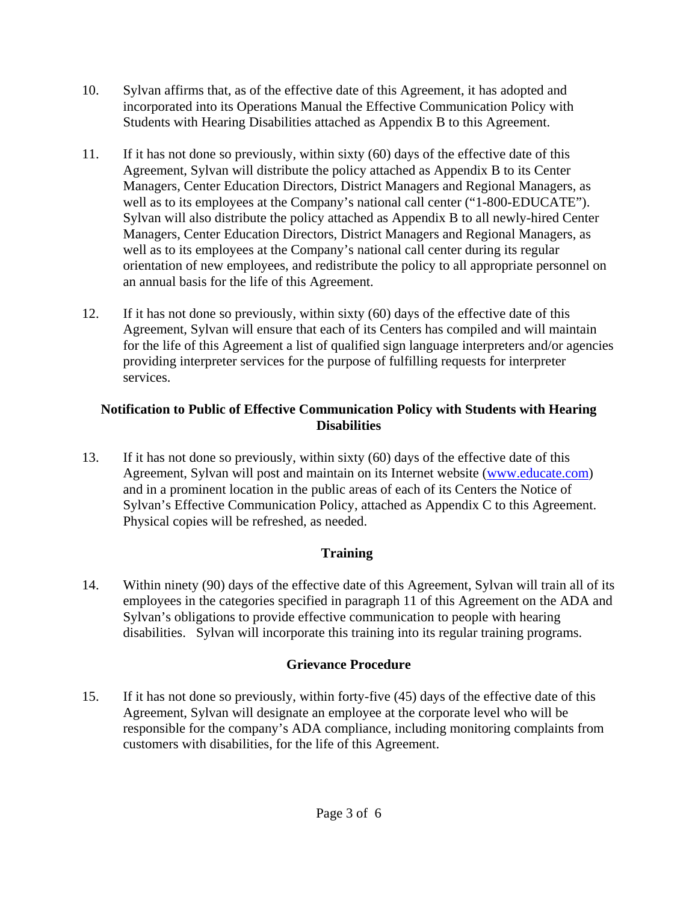10. Sylvan affirms that, as of the effective date of this Agreement, it has adopted and incorporated into its Operations Manual the Effective Communication Policy with Students with Hearing Disabilities attached as Appendix B to this Agreement.

11. If it has not done so previously, within sixty (60) days of the effective date of this Agreement, Sylvan will distribute the policy attached as Appendix B to its Center Managers, Center Education Directors, District Managers and Regional Managers, as well as to its employees at the Company's national call center ("1-800-EDUCATE"). Sylvan will also distribute the policy attached as Appendix B to all newly-hired Center Managers, Center Education Directors, District Managers and Regional Managers, as well as to its employees at the Company's national call center during its regular orientation of new employees, and redistribute the policy to all appropriate personnel on an annual basis for the life of this Agreement.

12. If it has not done so previously, within sixty (60) days of the effective date of this Agreement, Sylvan will ensure that each of its Centers has compiled and will maintain for the life of this Agreement a list of qualified sign language interpreters and/or agencies providing interpreter services for the purpose of fulfilling requests for interpreter services.

**Notification to Public of Effective Communication Policy with Students with Hearing Disabilities**

13. If it has not done so previously, within sixty (60) days of the effective date of this Agreement, Sylvan will post and maintain on its Internet website (www.educate.com) and in a prominent location in the public areas of each of its Centers the Notice of Sylvan's Effective Communication Policy, attached as Appendix C to this Agreement. Physical copies will be refreshed, as needed.

**Training**

14. Within ninety (90) days of the effective date of this Agreement, Sylvan will train all of its employees in the categories specified in paragraph 11 of this Agreement on the ADA and Sylvan's obligations to provide effective communication to people with hearing disabilities. Sylvan will incorporate this training into its regular training programs.

**Grievance Procedure**

15. If it has not done so previously, within forty-five (45) days of the effective date of this Agreement, Sylvan will designate an employee at the corporate level who will be responsible for the company's ADA compliance, including monitoring complaints from customers with disabilities, for the life of this Agreement.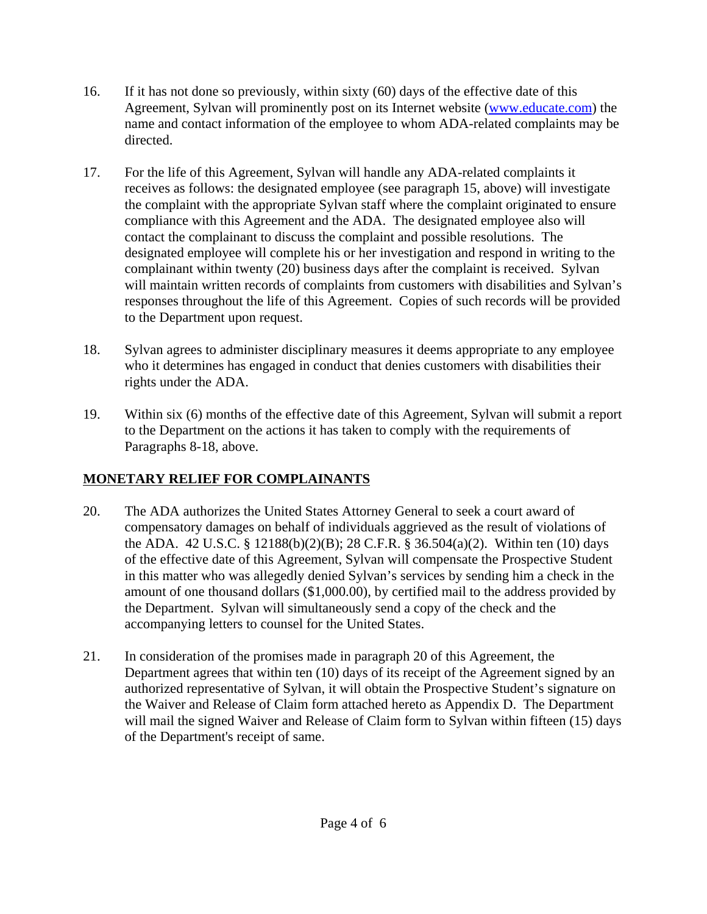16. If it has not done so previously, within sixty (60) days of the effective date of this Agreement, Sylvan will prominently post on its Internet website (www.educate.com) the name and contact information of the employee to whom ADA-related complaints may be directed.

17. For the life of this Agreement, Sylvan will handle any ADA-related complaints it receives as follows: the designated employee (see paragraph 15, above) will investigate the complaint with the appropriate Sylvan staff where the complaint originated to ensure compliance with this Agreement and the ADA. The designated employee also will contact the complainant to discuss the complaint and possible resolutions. The designated employee will complete his or her investigation and respond in writing to the complainant within twenty (20) business days after the complaint is received. Sylvan will maintain written records of complaints from customers with disabilities and Sylvan's responses throughout the life of this Agreement. Copies of such records will be provided to the Department upon request.

18. Sylvan agrees to administer disciplinary measures it deems appropriate to any employee who it determines has engaged in conduct that denies customers with disabilities their rights under the ADA.

19. Within six (6) months of the effective date of this Agreement, Sylvan will submit a report to the Department on the actions it has taken to comply with the requirements of Paragraphs 8-18, above.

## MONETARY RELIEF FOR COMPLAINANTS

20. The ADA authorizes the United States Attorney General to seek a court award of compensatory damages on behalf of individuals aggrieved as the result of violations of the ADA. 42 U.S.C. § 12188(b)(2)(B); 28 C.F.R. § 36.504(a)(2). Within ten (10) days of the effective date of this Agreement, Sylvan will compensate the Prospective Student in this matter who was allegedly denied Sylvan's services by sending him a check in the amount of one thousand dollars ($1,000.00), by certified mail to the address provided by the Department. Sylvan will simultaneously send a copy of the check and the accompanying letters to counsel for the United States.

21. In consideration of the promises made in paragraph 20 of this Agreement, the Department agrees that within ten (10) days of its receipt of the Agreement signed by an authorized representative of Sylvan, it will obtain the Prospective Student's signature on the Waiver and Release of Claim form attached hereto as Appendix D. The Department will mail the signed Waiver and Release of Claim form to Sylvan within fifteen (15) days of the Department's receipt of same.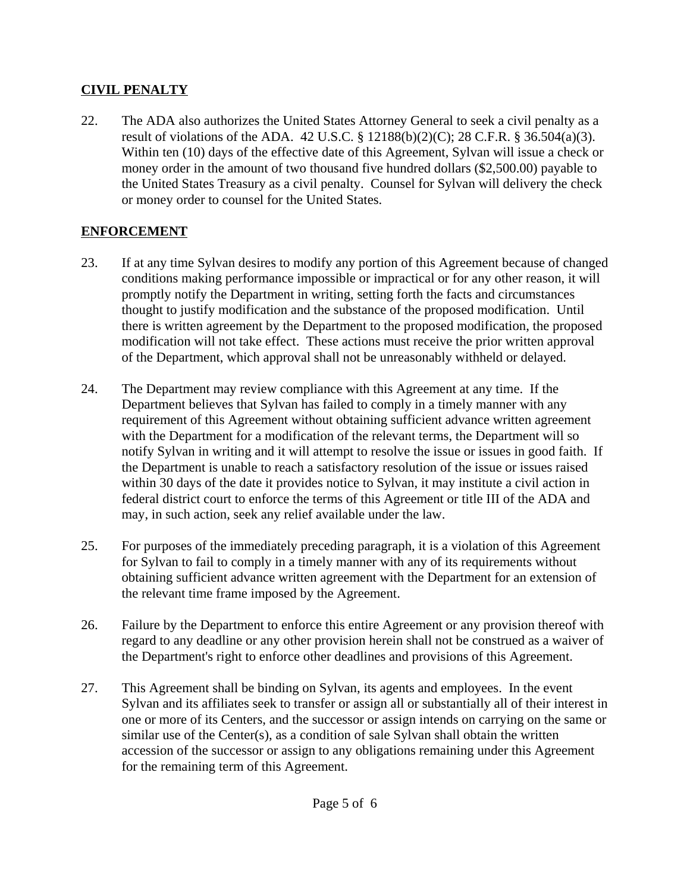## CIVIL PENALTY

22. The ADA also authorizes the United States Attorney General to seek a civil penalty as a result of violations of the ADA. 42 U.S.C. § 12188(b)(2)(C); 28 C.F.R. § 36.504(a)(3). Within ten (10) days of the effective date of this Agreement, Sylvan will issue a check or money order in the amount of two thousand five hundred dollars ($2,500.00) payable to the United States Treasury as a civil penalty. Counsel for Sylvan will delivery the check or money order to counsel for the United States.

## ENFORCEMENT

23. If at any time Sylvan desires to modify any portion of this Agreement because of changed conditions making performance impossible or impractical or for any other reason, it will promptly notify the Department in writing, setting forth the facts and circumstances thought to justify modification and the substance of the proposed modification. Until there is written agreement by the Department to the proposed modification, the proposed modification will not take effect. These actions must receive the prior written approval of the Department, which approval shall not be unreasonably withheld or delayed.

24. The Department may review compliance with this Agreement at any time. If the Department believes that Sylvan has failed to comply in a timely manner with any requirement of this Agreement without obtaining sufficient advance written agreement with the Department for a modification of the relevant terms, the Department will so notify Sylvan in writing and it will attempt to resolve the issue or issues in good faith. If the Department is unable to reach a satisfactory resolution of the issue or issues raised within 30 days of the date it provides notice to Sylvan, it may institute a civil action in federal district court to enforce the terms of this Agreement or title III of the ADA and may, in such action, seek any relief available under the law.

25. For purposes of the immediately preceding paragraph, it is a violation of this Agreement for Sylvan to fail to comply in a timely manner with any of its requirements without obtaining sufficient advance written agreement with the Department for an extension of the relevant time frame imposed by the Agreement.

26. Failure by the Department to enforce this entire Agreement or any provision thereof with regard to any deadline or any other provision herein shall not be construed as a waiver of the Department's right to enforce other deadlines and provisions of this Agreement.

27. This Agreement shall be binding on Sylvan, its agents and employees. In the event Sylvan and its affiliates seek to transfer or assign all or substantially all of their interest in one or more of its Centers, and the successor or assign intends on carrying on the same or similar use of the Center(s), as a condition of sale Sylvan shall obtain the written accession of the successor or assign to any obligations remaining under this Agreement for the remaining term of this Agreement.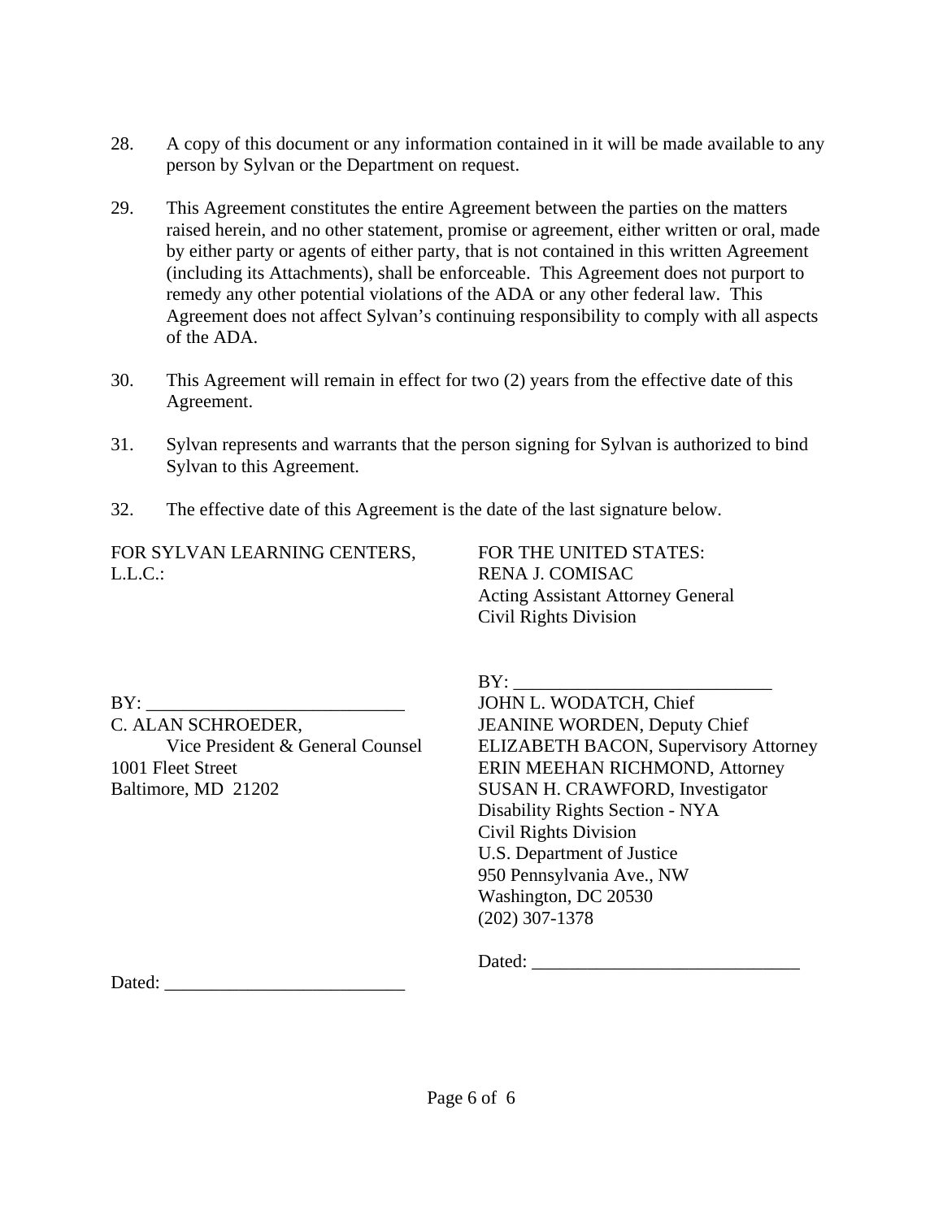28. A copy of this document or any information contained in it will be made available to any person by Sylvan or the Department on request.

29. This Agreement constitutes the entire Agreement between the parties on the matters raised herein, and no other statement, promise or agreement, either written or oral, made by either party or agents of either party, that is not contained in this written Agreement (including its Attachments), shall be enforceable. This Agreement does not purport to remedy any other potential violations of the ADA or any other federal law. This Agreement does not affect Sylvan's continuing responsibility to comply with all aspects of the ADA.

30. This Agreement will remain in effect for two (2) years from the effective date of this Agreement.

31. Sylvan represents and warrants that the person signing for Sylvan is authorized to bind Sylvan to this Agreement.

32. The effective date of this Agreement is the date of the last signature below.

FOR SYLVAN LEARNING CENTERS, L.L.C.:

BY: ___________________________

C. ALAN SCHROEDER,
Vice President & General Counsel
1001 Fleet Street
Baltimore, MD 21202

Dated: _________________________

FOR THE UNITED STATES:
RENA J. COMISAC
Acting Assistant Attorney General
Civil Rights Division

BY: ___________________________

JOHN L. WODATCH, Chief
JEANINE WORDEN, Deputy Chief
ELIZABETH BACON, Supervisory Attorney
ERIN MEEHAN RICHMOND, Attorney
SUSAN H. CRAWFORD, Investigator
Disability Rights Section - NYA
Civil Rights Division
U.S. Department of Justice
950 Pennsylvania Ave., NW
Washington, DC 20530
(202) 307-1378

Dated: _____________________________